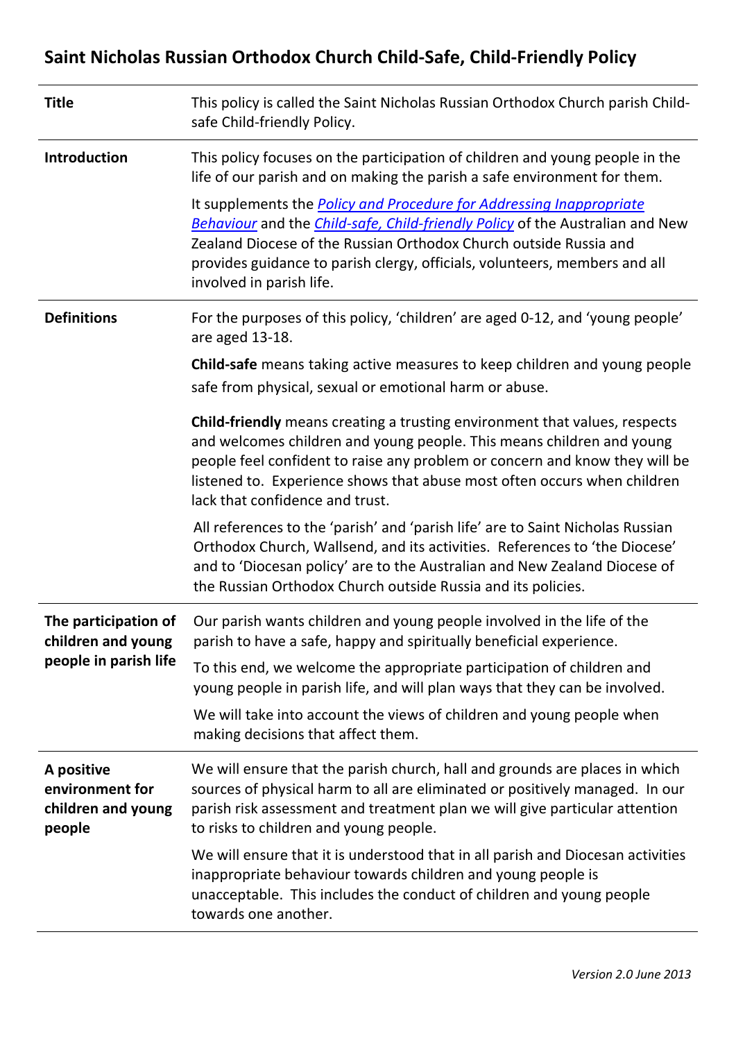# Saint Nicholas Russian Orthodox Church Child-Safe, Child-Friendly Policy

| | |
|---|---|
| **Title** | This policy is called the Saint Nicholas Russian Orthodox Church parish Child-safe Child-friendly Policy. |
| **Introduction** | This policy focuses on the participation of children and young people in the life of our parish and on making the parish a safe environment for them.<br><br>It supplements the *Policy and Procedure for Addressing Inappropriate Behaviour* and the *Child-safe, Child-friendly Policy* of the Australian and New Zealand Diocese of the Russian Orthodox Church outside Russia and provides guidance to parish clergy, officials, volunteers, members and all involved in parish life. |
| **Definitions** | For the purposes of this policy, 'children' are aged 0-12, and 'young people' are aged 13-18.<br><br>**Child-safe** means taking active measures to keep children and young people safe from physical, sexual or emotional harm or abuse.<br><br>**Child-friendly** means creating a trusting environment that values, respects and welcomes children and young people. This means children and young people feel confident to raise any problem or concern and know they will be listened to. Experience shows that abuse most often occurs when children lack that confidence and trust.<br><br>All references to the 'parish' and 'parish life' are to Saint Nicholas Russian Orthodox Church, Wallsend, and its activities. References to 'the Diocese' and to 'Diocesan policy' are to the Australian and New Zealand Diocese of the Russian Orthodox Church outside Russia and its policies. |
| **The participation of children and young people in parish life** | Our parish wants children and young people involved in the life of the parish to have a safe, happy and spiritually beneficial experience.<br><br>To this end, we welcome the appropriate participation of children and young people in parish life, and will plan ways that they can be involved.<br><br>We will take into account the views of children and young people when making decisions that affect them. |
| **A positive environment for children and young people** | We will ensure that the parish church, hall and grounds are places in which sources of physical harm to all are eliminated or positively managed. In our parish risk assessment and treatment plan we will give particular attention to risks to children and young people.<br><br>We will ensure that it is understood that in all parish and Diocesan activities inappropriate behaviour towards children and young people is unacceptable. This includes the conduct of children and young people towards one another. |

*Version 2.0 June 2013*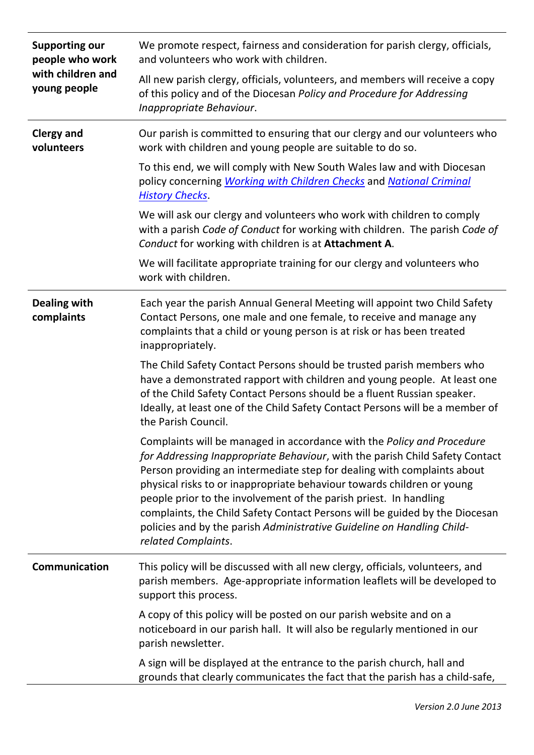| | |
|---|---|
| **Supporting our people who work with children and young people** | We promote respect, fairness and consideration for parish clergy, officials, and volunteers who work with children.<br><br>All new parish clergy, officials, volunteers, and members will receive a copy of this policy and of the Diocesan *Policy and Procedure for Addressing Inappropriate Behaviour*. |
| **Clergy and volunteers** | Our parish is committed to ensuring that our clergy and our volunteers who work with children and young people are suitable to do so.<br><br>To this end, we will comply with New South Wales law and with Diocesan policy concerning *Working with Children Checks* and *National Criminal History Checks*.<br><br>We will ask our clergy and volunteers who work with children to comply with a parish *Code of Conduct* for working with children. The parish *Code of Conduct* for working with children is at **Attachment A**.<br><br>We will facilitate appropriate training for our clergy and volunteers who work with children. |
| **Dealing with complaints** | Each year the parish Annual General Meeting will appoint two Child Safety Contact Persons, one male and one female, to receive and manage any complaints that a child or young person is at risk or has been treated inappropriately.<br><br>The Child Safety Contact Persons should be trusted parish members who have a demonstrated rapport with children and young people. At least one of the Child Safety Contact Persons should be a fluent Russian speaker. Ideally, at least one of the Child Safety Contact Persons will be a member of the Parish Council.<br><br>Complaints will be managed in accordance with the *Policy and Procedure for Addressing Inappropriate Behaviour*, with the parish Child Safety Contact Person providing an intermediate step for dealing with complaints about physical risks to or inappropriate behaviour towards children or young people prior to the involvement of the parish priest. In handling complaints, the Child Safety Contact Persons will be guided by the Diocesan policies and by the parish *Administrative Guideline on Handling Child-related Complaints*. |
| **Communication** | This policy will be discussed with all new clergy, officials, volunteers, and parish members. Age-appropriate information leaflets will be developed to support this process.<br><br>A copy of this policy will be posted on our parish website and on a noticeboard in our parish hall. It will also be regularly mentioned in our parish newsletter.<br><br>A sign will be displayed at the entrance to the parish church, hall and grounds that clearly communicates the fact that the parish has a child-safe, |

*Version 2.0 June 2013*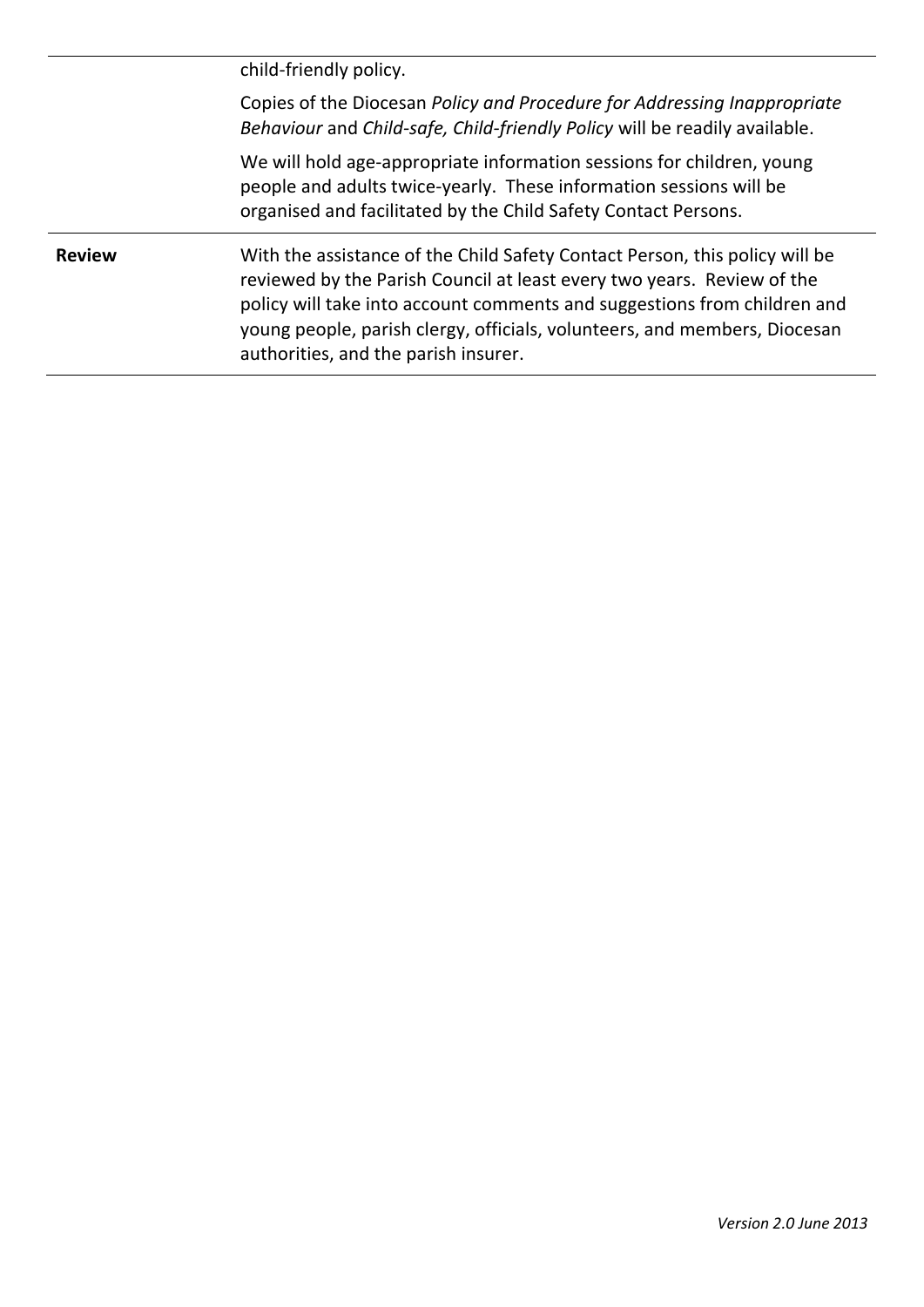| | |
|---|---|
| | child-friendly policy.<br><br>Copies of the Diocesan *Policy and Procedure for Addressing Inappropriate Behaviour* and *Child-safe, Child-friendly Policy* will be readily available.<br><br>We will hold age-appropriate information sessions for children, young people and adults twice-yearly. These information sessions will be organised and facilitated by the Child Safety Contact Persons. |
| **Review** | With the assistance of the Child Safety Contact Person, this policy will be reviewed by the Parish Council at least every two years. Review of the policy will take into account comments and suggestions from children and young people, parish clergy, officials, volunteers, and members, Diocesan authorities, and the parish insurer. |

*Version 2.0 June 2013*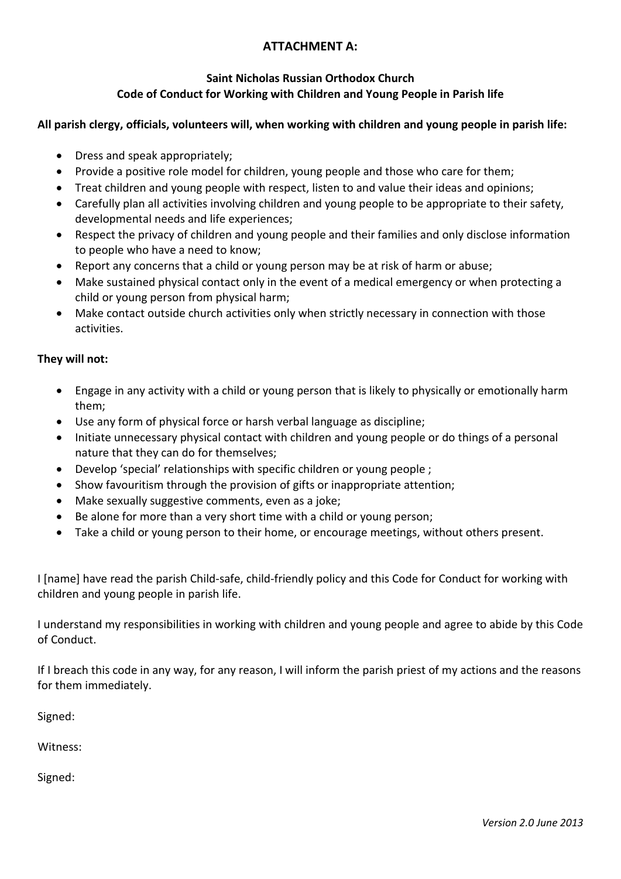## ATTACHMENT A:

### Saint Nicholas Russian Orthodox Church
### Code of Conduct for Working with Children and Young People in Parish life

**All parish clergy, officials, volunteers will, when working with children and young people in parish life:**

- Dress and speak appropriately;
- Provide a positive role model for children, young people and those who care for them;
- Treat children and young people with respect, listen to and value their ideas and opinions;
- Carefully plan all activities involving children and young people to be appropriate to their safety, developmental needs and life experiences;
- Respect the privacy of children and young people and their families and only disclose information to people who have a need to know;
- Report any concerns that a child or young person may be at risk of harm or abuse;
- Make sustained physical contact only in the event of a medical emergency or when protecting a child or young person from physical harm;
- Make contact outside church activities only when strictly necessary in connection with those activities.

**They will not:**

- Engage in any activity with a child or young person that is likely to physically or emotionally harm them;
- Use any form of physical force or harsh verbal language as discipline;
- Initiate unnecessary physical contact with children and young people or do things of a personal nature that they can do for themselves;
- Develop 'special' relationships with specific children or young people ;
- Show favouritism through the provision of gifts or inappropriate attention;
- Make sexually suggestive comments, even as a joke;
- Be alone for more than a very short time with a child or young person;
- Take a child or young person to their home, or encourage meetings, without others present.

I [name] have read the parish Child-safe, child-friendly policy and this Code for Conduct for working with children and young people in parish life.

I understand my responsibilities in working with children and young people and agree to abide by this Code of Conduct.

If I breach this code in any way, for any reason, I will inform the parish priest of my actions and the reasons for them immediately.

Signed:

Witness:

Signed:

*Version 2.0 June 2013*